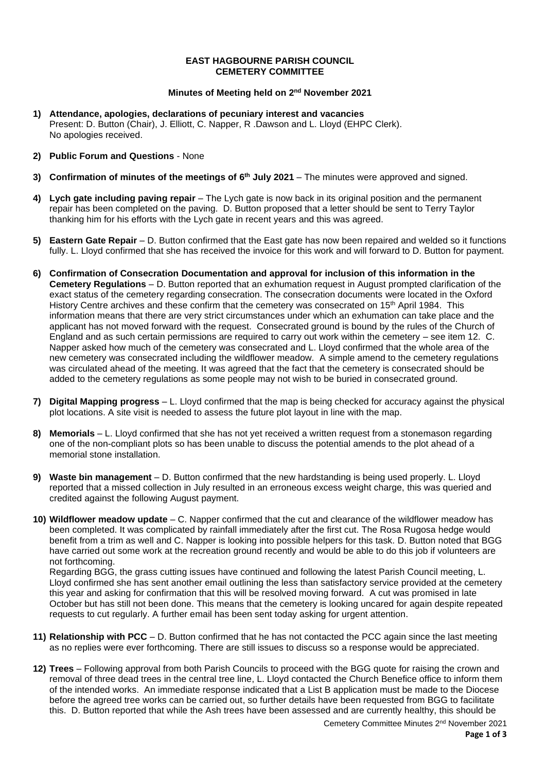**EAST HAGBOURNE PARISH COUNCIL**
**CEMETERY COMMITTEE**

**Minutes of Meeting held on 2nd November 2021**

1) **Attendance, apologies, declarations of pecuniary interest and vacancies**
Present: D. Button (Chair), J. Elliott, C. Napper, R .Dawson and L. Lloyd (EHPC Clerk).
No apologies received.

2) **Public Forum and Questions** - None

3) **Confirmation of minutes of the meetings of 6th July 2021** – The minutes were approved and signed.

4) **Lych gate including paving repair** – The Lych gate is now back in its original position and the permanent repair has been completed on the paving. D. Button proposed that a letter should be sent to Terry Taylor thanking him for his efforts with the Lych gate in recent years and this was agreed.

5) **Eastern Gate Repair** – D. Button confirmed that the East gate has now been repaired and welded so it functions fully. L. Lloyd confirmed that she has received the invoice for this work and will forward to D. Button for payment.

6) **Confirmation of Consecration Documentation and approval for inclusion of this information in the Cemetery Regulations** – D. Button reported that an exhumation request in August prompted clarification of the exact status of the cemetery regarding consecration. The consecration documents were located in the Oxford History Centre archives and these confirm that the cemetery was consecrated on 15th April 1984. This information means that there are very strict circumstances under which an exhumation can take place and the applicant has not moved forward with the request. Consecrated ground is bound by the rules of the Church of England and as such certain permissions are required to carry out work within the cemetery – see item 12. C. Napper asked how much of the cemetery was consecrated and L. Lloyd confirmed that the whole area of the new cemetery was consecrated including the wildflower meadow. A simple amend to the cemetery regulations was circulated ahead of the meeting. It was agreed that the fact that the cemetery is consecrated should be added to the cemetery regulations as some people may not wish to be buried in consecrated ground.

7) **Digital Mapping progress** – L. Lloyd confirmed that the map is being checked for accuracy against the physical plot locations. A site visit is needed to assess the future plot layout in line with the map.

8) **Memorials** – L. Lloyd confirmed that she has not yet received a written request from a stonemason regarding one of the non-compliant plots so has been unable to discuss the potential amends to the plot ahead of a memorial stone installation.

9) **Waste bin management** – D. Button confirmed that the new hardstanding is being used properly. L. Lloyd reported that a missed collection in July resulted in an erroneous excess weight charge, this was queried and credited against the following August payment.

10) **Wildflower meadow update** – C. Napper confirmed that the cut and clearance of the wildflower meadow has been completed. It was complicated by rainfall immediately after the first cut. The Rosa Rugosa hedge would benefit from a trim as well and C. Napper is looking into possible helpers for this task. D. Button noted that BGG have carried out some work at the recreation ground recently and would be able to do this job if volunteers are not forthcoming.
Regarding BGG, the grass cutting issues have continued and following the latest Parish Council meeting, L. Lloyd confirmed she has sent another email outlining the less than satisfactory service provided at the cemetery this year and asking for confirmation that this will be resolved moving forward. A cut was promised in late October but has still not been done. This means that the cemetery is looking uncared for again despite repeated requests to cut regularly. A further email has been sent today asking for urgent attention.

11) **Relationship with PCC** – D. Button confirmed that he has not contacted the PCC again since the last meeting as no replies were ever forthcoming. There are still issues to discuss so a response would be appreciated.

12) **Trees** – Following approval from both Parish Councils to proceed with the BGG quote for raising the crown and removal of three dead trees in the central tree line, L. Lloyd contacted the Church Benefice office to inform them of the intended works. An immediate response indicated that a List B application must be made to the Diocese before the agreed tree works can be carried out, so further details have been requested from BGG to facilitate this. D. Button reported that while the Ash trees have been assessed and are currently healthy, this should be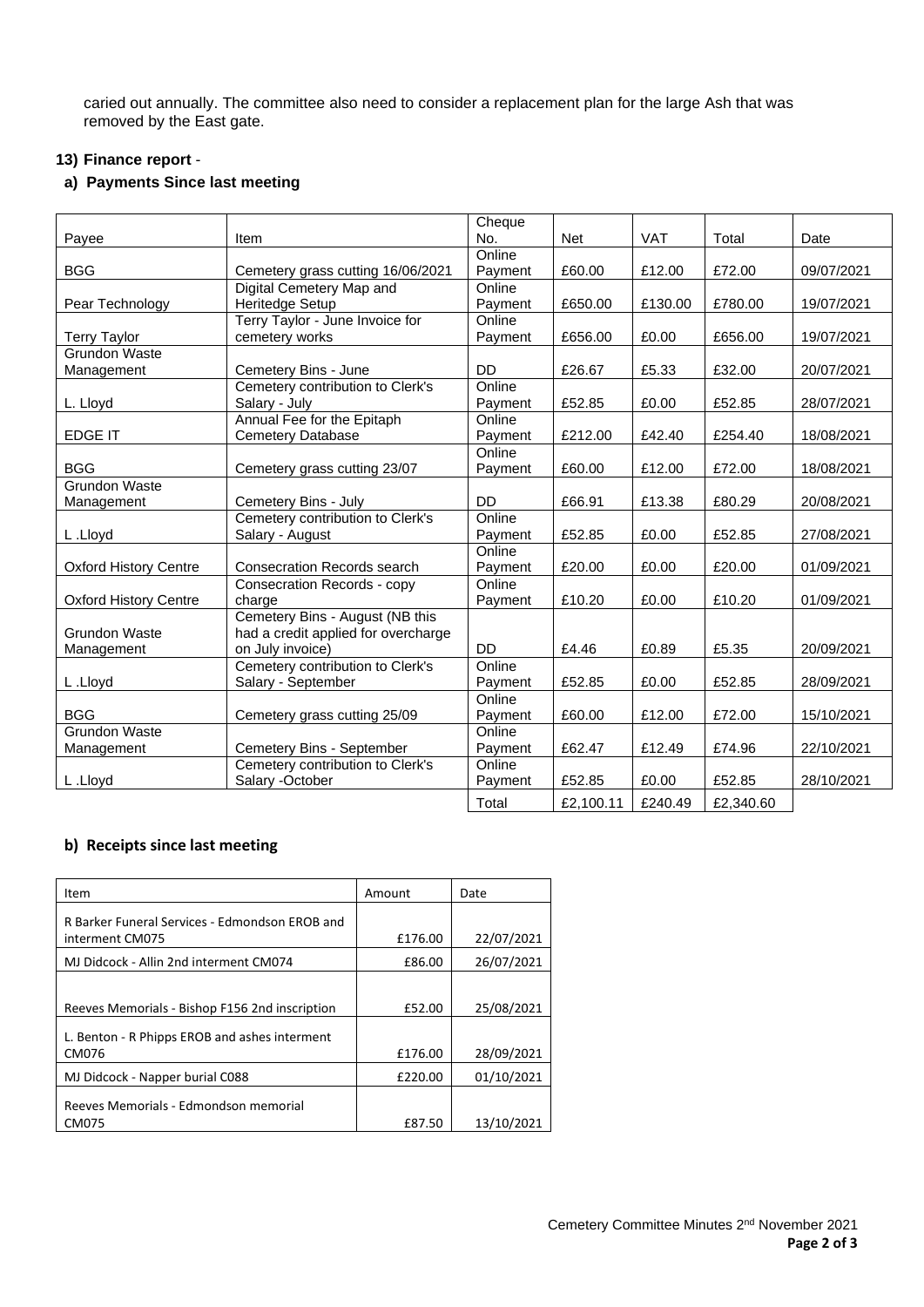caried out annually. The committee also need to consider a replacement plan for the large Ash that was removed by the East gate.

**13) Finance report** -

**a) Payments Since last meeting**

| Payee | Item | Cheque No. | Net | VAT | Total | Date |
|---|---|---|---|---|---|---|
| BGG | Cemetery grass cutting 16/06/2021 | Online Payment | £60.00 | £12.00 | £72.00 | 09/07/2021 |
| Pear Technology | Digital Cemetery Map and Heritedge Setup | Online Payment | £650.00 | £130.00 | £780.00 | 19/07/2021 |
| Terry Taylor | Terry Taylor - June Invoice for cemetery works | Online Payment | £656.00 | £0.00 | £656.00 | 19/07/2021 |
| Grundon Waste Management | Cemetery Bins - June | DD | £26.67 | £5.33 | £32.00 | 20/07/2021 |
| L. Lloyd | Cemetery contribution to Clerk's Salary - July | Online Payment | £52.85 | £0.00 | £52.85 | 28/07/2021 |
| EDGE IT | Annual Fee for the Epitaph Cemetery Database | Online Payment | £212.00 | £42.40 | £254.40 | 18/08/2021 |
| BGG | Cemetery grass cutting 23/07 | Online Payment | £60.00 | £12.00 | £72.00 | 18/08/2021 |
| Grundon Waste Management | Cemetery Bins - July | DD | £66.91 | £13.38 | £80.29 | 20/08/2021 |
| L .Lloyd | Cemetery contribution to Clerk's Salary - August | Online Payment | £52.85 | £0.00 | £52.85 | 27/08/2021 |
| Oxford History Centre | Consecration Records search | Online Payment | £20.00 | £0.00 | £20.00 | 01/09/2021 |
| Oxford History Centre | Consecration Records - copy charge | Online Payment | £10.20 | £0.00 | £10.20 | 01/09/2021 |
| Grundon Waste Management | Cemetery Bins - August (NB this had a credit applied for overcharge on July invoice) | DD | £4.46 | £0.89 | £5.35 | 20/09/2021 |
| L .Lloyd | Cemetery contribution to Clerk's Salary - September | Online Payment | £52.85 | £0.00 | £52.85 | 28/09/2021 |
| BGG | Cemetery grass cutting 25/09 | Online Payment | £60.00 | £12.00 | £72.00 | 15/10/2021 |
| Grundon Waste Management | Cemetery Bins - September | Online Payment | £62.47 | £12.49 | £74.96 | 22/10/2021 |
| L .Lloyd | Cemetery contribution to Clerk's Salary -October | Online Payment | £52.85 | £0.00 | £52.85 | 28/10/2021 |
| | | Total | £2,100.11 | £240.49 | £2,340.60 | |

**b) Receipts since last meeting**

| Item | Amount | Date |
|---|---|---|
| R Barker Funeral Services - Edmondson EROB and interment CM075 | £176.00 | 22/07/2021 |
| MJ Didcock - Allin 2nd interment CM074 | £86.00 | 26/07/2021 |
| Reeves Memorials - Bishop F156 2nd inscription | £52.00 | 25/08/2021 |
| L. Benton - R Phipps EROB and ashes interment CM076 | £176.00 | 28/09/2021 |
| MJ Didcock - Napper burial C088 | £220.00 | 01/10/2021 |
| Reeves Memorials - Edmondson memorial CM075 | £87.50 | 13/10/2021 |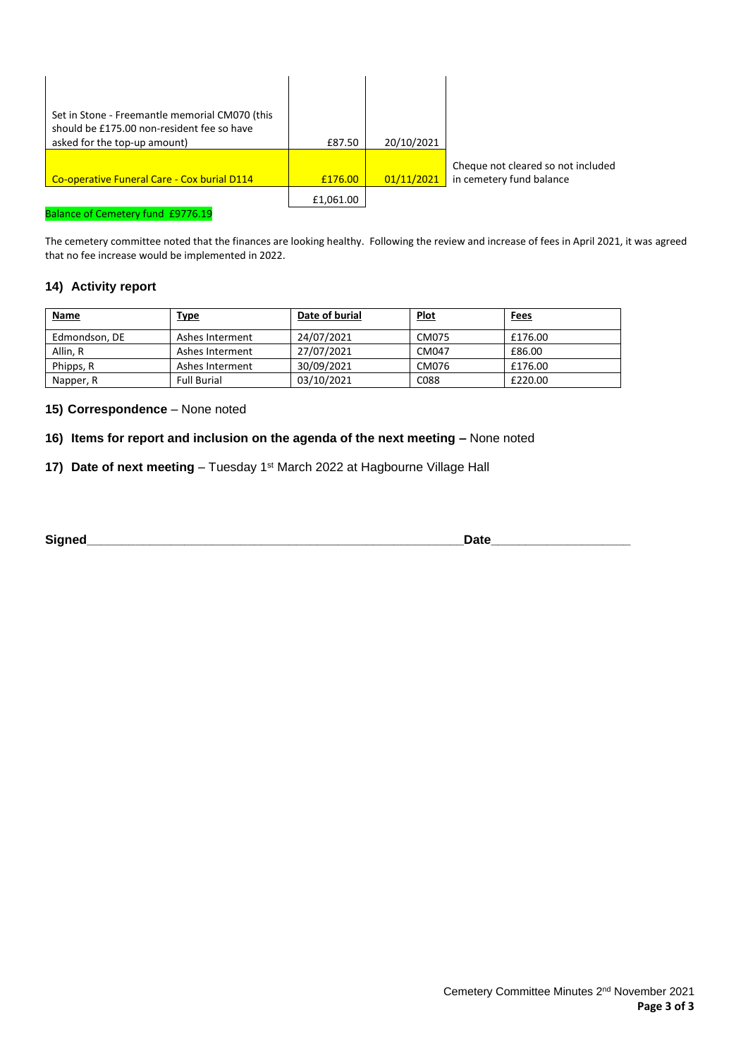| | | | |
|---|---|---|---|
| Set in Stone - Freemantle memorial CM070 (this should be £175.00 non-resident fee so have asked for the top-up amount) | £87.50 | 20/10/2021 | |
| Co-operative Funeral Care - Cox burial D114 | £176.00 | 01/11/2021 | Cheque not cleared so not included in cemetery fund balance |
| | £1,061.00 | | |

Balance of Cemetery fund £9776.19

The cemetery committee noted that the finances are looking healthy. Following the review and increase of fees in April 2021, it was agreed that no fee increase would be implemented in 2022.

### 14) Activity report

| Name | Type | Date of burial | Plot | Fees |
|---|---|---|---|---|
| Edmondson, DE | Ashes Interment | 24/07/2021 | CM075 | £176.00 |
| Allin, R | Ashes Interment | 27/07/2021 | CM047 | £86.00 |
| Phipps, R | Ashes Interment | 30/09/2021 | CM076 | £176.00 |
| Napper, R | Full Burial | 03/10/2021 | C088 | £220.00 |

**15) Correspondence** – None noted

**16) Items for report and inclusion on the agenda of the next meeting –** None noted

**17) Date of next meeting** – Tuesday 1st March 2022 at Hagbourne Village Hall

**Signed**\_\_\_\_\_\_\_\_\_\_\_\_\_\_\_\_\_\_\_\_\_\_\_\_\_\_\_\_\_\_\_\_\_\_\_\_\_\_\_\_\_\_\_\_ **Date**\_\_\_\_\_\_\_\_\_\_\_\_\_\_\_\_\_\_

Cemetery Committee Minutes 2nd November 2021